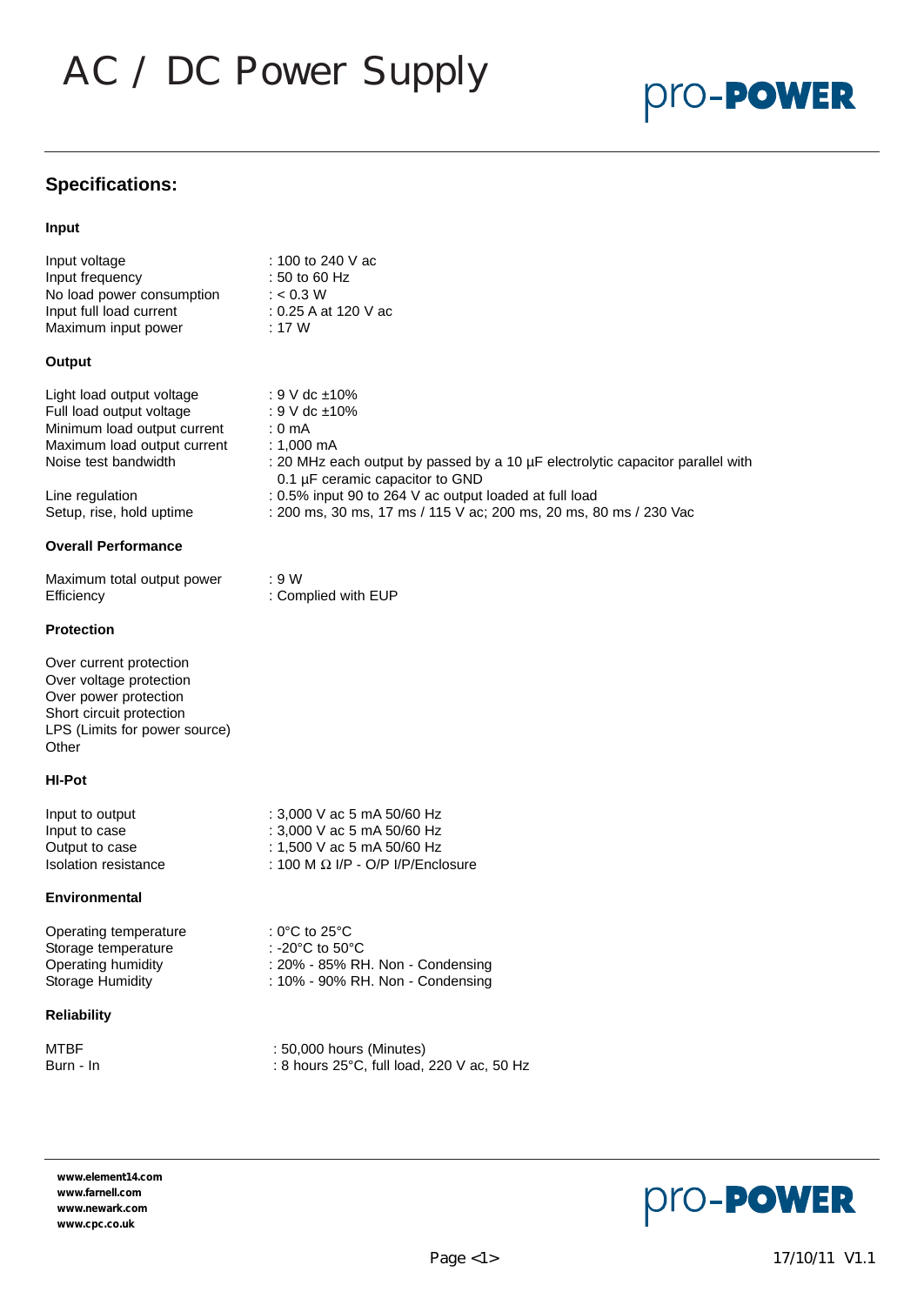# AC / DC Power Supply

pro-POWER

## Specifications:

### Input

| | |
|---|---|
| Input voltage | : 100 to 240 V ac |
| Input frequency | : 50 to 60 Hz |
| No load power consumption | : < 0.3 W |
| Input full load current | : 0.25 A at 120 V ac |
| Maximum input power | : 17 W |

### Output

| | |
|---|---|
| Light load output voltage | : 9 V dc ±10% |
| Full load output voltage | : 9 V dc ±10% |
| Minimum load output current | : 0 mA |
| Maximum load output current | : 1,000 mA |
| Noise test bandwidth | : 20 MHz each output by passed by a 10 µF electrolytic capacitor parallel with 0.1 µF ceramic capacitor to GND |
| Line regulation | : 0.5% input 90 to 264 V ac output loaded at full load |
| Setup, rise, hold uptime | : 200 ms, 30 ms, 17 ms / 115 V ac; 200 ms, 20 ms, 80 ms / 230 Vac |

### Overall Performance

| | |
|---|---|
| Maximum total output power | : 9 W |
| Efficiency | : Complied with EUP |

### Protection

Over current protection
Over voltage protection
Over power protection
Short circuit protection
LPS (Limits for power source)
Other

### HI-Pot

| | |
|---|---|
| Input to output | : 3,000 V ac 5 mA 50/60 Hz |
| Input to case | : 3,000 V ac 5 mA 50/60 Hz |
| Output to case | : 1,500 V ac 5 mA 50/60 Hz |
| Isolation resistance | : 100 M Ω I/P - O/P I/P/Enclosure |

### Environmental

| | |
|---|---|
| Operating temperature | : 0°C to 25°C |
| Storage temperature | : -20°C to 50°C |
| Operating humidity | : 20% - 85% RH. Non - Condensing |
| Storage Humidity | : 10% - 90% RH. Non - Condensing |

### Reliability

| | |
|---|---|
| MTBF | : 50,000 hours (Minutes) |
| Burn - In | : 8 hours 25°C, full load, 220 V ac, 50 Hz |

www.element14.com
www.farnell.com
www.newark.com
www.cpc.co.uk

17/10/11 V1.1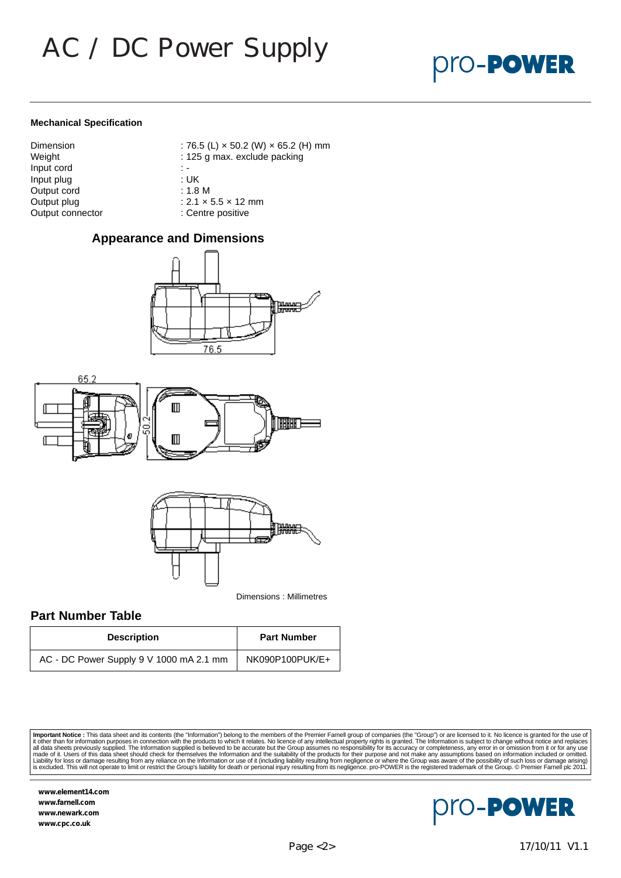# AC / DC Power Supply

pro-POWER

**Mechanical Specification**

| | |
|---|---|
| Dimension | : 76.5 (L) × 50.2 (W) × 65.2 (H) mm |
| Weight | : 125 g max. exclude packing |
| Input cord | : - |
| Input plug | : UK |
| Output cord | : 1.8 M |
| Output plug | : 2.1 × 5.5 × 12 mm |
| Output connector | : Centre positive |

## Appearance and Dimensions

76.5

65.2

50.2

Dimensions : Millimetres

## Part Number Table

| Description | Part Number |
|---|---|
| AC - DC Power Supply 9 V 1000 mA 2.1 mm | NK090P100PUK/E+ |

**Important Notice :** This data sheet and its contents (the "Information") belong to the members of the Premier Farnell group of companies (the "Group") or are licensed to it. No licence is granted for the use of it other than for information purposes in connection with the products to which it relates. No licence of any intellectual property rights is granted. The Information is subject to change without notice and replaces all data sheets previously supplied. The Information supplied is believed to be accurate but the Group assumes no responsibility for its accuracy or completeness, any error in or omission from it or for any use made of it. Users of this data sheet should check for themselves the Information and the suitability of the products for their purpose and not make any assumptions based on information included or omitted. Liability for loss or damage resulting from any reliance on the Information or use of it (including liability resulting from negligence or where the Group was aware of the possibility of such loss or damage arising) is excluded. This will not operate to limit or restrict the Group's liability for death or personal injury resulting from its negligence. pro-POWER is the registered trademark of the Group. © Premier Farnell plc 2011.

www.element14.com
www.farnell.com
www.newark.com
www.cpc.co.uk

17/10/11 V1.1